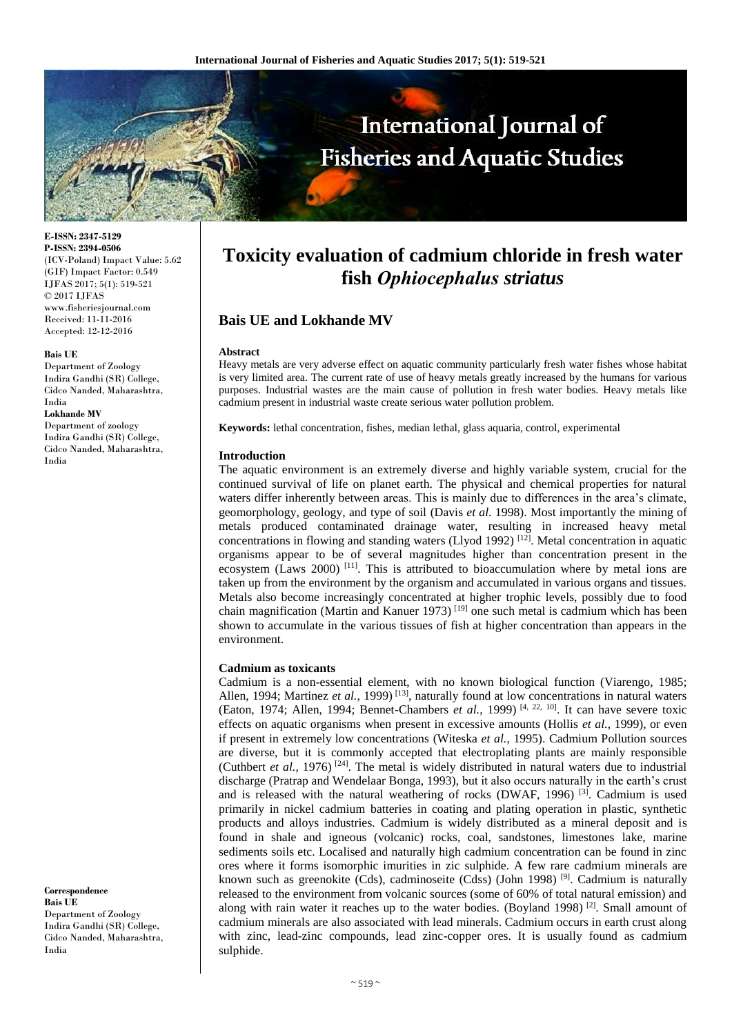**E-ISSN: 2347-5129**
**P-ISSN: 2394-0506**
(ICV-Poland) Impact Value: 5.62
(GIF) Impact Factor: 0.549
IJFAS 2017; 5(1): 519-521
© 2017 IJFAS
www.fisheriesjournal.com
Received: 11-11-2016
Accepted: 12-12-2016

**Bais UE**
Department of Zoology
Indira Gandhi (SR) College, Cidco Nanded, Maharashtra, India

**Lokhande MV**
Department of zoology
Indira Gandhi (SR) College, Cidco Nanded, Maharashtra, India

**Correspondence**
**Bais UE**
Department of Zoology
Indira Gandhi (SR) College, Cidco Nanded, Maharashtra, India

# Toxicity evaluation of cadmium chloride in fresh water fish *Ophiocephalus striatus*

## Bais UE and Lokhande MV

**Abstract**

Heavy metals are very adverse effect on aquatic community particularly fresh water fishes whose habitat is very limited area. The current rate of use of heavy metals greatly increased by the humans for various purposes. Industrial wastes are the main cause of pollution in fresh water bodies. Heavy metals like cadmium present in industrial waste create serious water pollution problem.

**Keywords:** lethal concentration, fishes, median lethal, glass aquaria, control, experimental

## Introduction

The aquatic environment is an extremely diverse and highly variable system, crucial for the continued survival of life on planet earth. The physical and chemical properties for natural waters differ inherently between areas. This is mainly due to differences in the area's climate, geomorphology, geology, and type of soil (Davis *et al*. 1998). Most importantly the mining of metals produced contaminated drainage water, resulting in increased heavy metal concentrations in flowing and standing waters (Llyod 1992) [12]. Metal concentration in aquatic organisms appear to be of several magnitudes higher than concentration present in the ecosystem (Laws 2000) [11]. This is attributed to bioaccumulation where by metal ions are taken up from the environment by the organism and accumulated in various organs and tissues. Metals also become increasingly concentrated at higher trophic levels, possibly due to food chain magnification (Martin and Kanuer 1973) [19] one such metal is cadmium which has been shown to accumulate in the various tissues of fish at higher concentration than appears in the environment.

### Cadmium as toxicants

Cadmium is a non-essential element, with no known biological function (Viarengo, 1985; Allen, 1994; Martinez *et al.*, 1999) [13], naturally found at low concentrations in natural waters (Eaton, 1974; Allen, 1994; Bennet-Chambers *et al.*, 1999) [4, 22, 10]. It can have severe toxic effects on aquatic organisms when present in excessive amounts (Hollis *et al.*, 1999), or even if present in extremely low concentrations (Witeska *et al.*, 1995). Cadmium Pollution sources are diverse, but it is commonly accepted that electroplating plants are mainly responsible (Cuthbert *et al.*, 1976) [24]. The metal is widely distributed in natural waters due to industrial discharge (Pratrap and Wendelaar Bonga, 1993), but it also occurs naturally in the earth's crust and is released with the natural weathering of rocks (DWAF, 1996) [3]. Cadmium is used primarily in nickel cadmium batteries in coating and plating operation in plastic, synthetic products and alloys industries. Cadmium is widely distributed as a mineral deposit and is found in shale and igneous (volcanic) rocks, coal, sandstones, limestones lake, marine sediments soils etc. Localised and naturally high cadmium concentration can be found in zinc ores where it forms isomorphic imurities in zic sulphide. A few rare cadmium minerals are known such as greenokite (Cds), cadminoseite (Cdss) (John 1998) [9]. Cadmium is naturally released to the environment from volcanic sources (some of 60% of total natural emission) and along with rain water it reaches up to the water bodies. (Boyland 1998) [2]. Small amount of cadmium minerals are also associated with lead minerals. Cadmium occurs in earth crust along with zinc, lead-zinc compounds, lead zinc-copper ores. It is usually found as cadmium sulphide.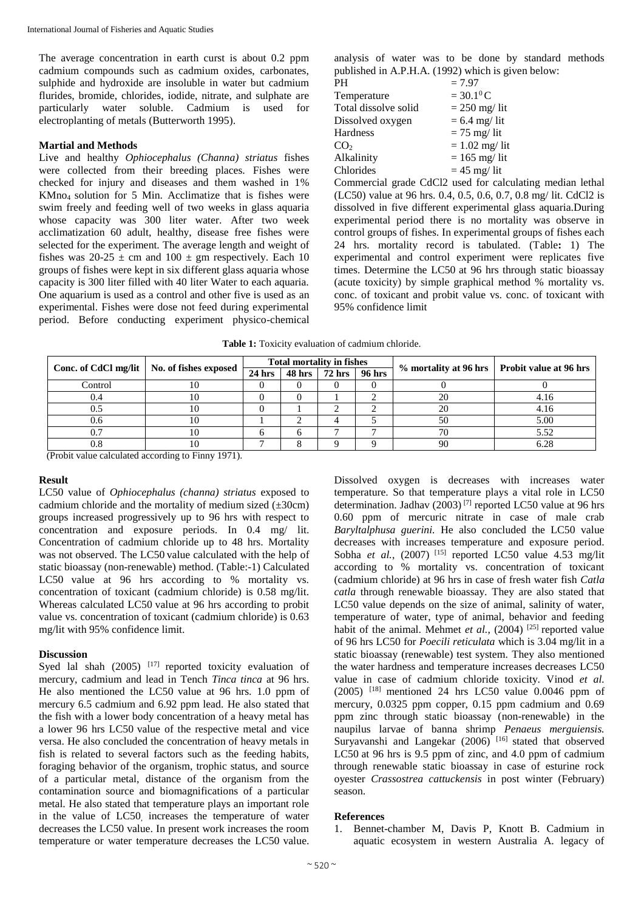The average concentration in earth curst is about 0.2 ppm cadmium compounds such as cadmium oxides, carbonates, sulphide and hydroxide are insoluble in water but cadmium flurides, bromide, chlorides, iodide, nitrate, and sulphate are particularly water soluble. Cadmium is used for electroplanting of metals (Butterworth 1995).

## Martial and Methods

Live and healthy *Ophiocephalus (Channa) striatus* fishes were collected from their breeding places. Fishes were checked for injury and diseases and them washed in 1% $KMno_4$ solution for 5 Min. Acclimatize that is fishes were swim freely and feeding well of two weeks in glass aquaria whose capacity was 300 liter water. After two week acclimatization 60 adult, healthy, disease free fishes were selected for the experiment. The average length and weight of fishes was 20-25 ± cm and 100 ± gm respectively. Each 10 groups of fishes were kept in six different glass aquaria whose capacity is 300 liter filled with 40 liter Water to each aquaria. One aquarium is used as a control and other five is used as an experimental. Fishes were dose not feed during experimental period. Before conducting experiment physico-chemical analysis of water was to be done by standard methods published in A.P.H.A. (1992) which is given below:

PH = 7.97
Temperature = $30.1^0$C
Total dissolve solid = 250 mg/ lit
Dissolved oxygen = 6.4 mg/ lit
Hardness = 75 mg/ lit
$CO_2$ = 1.02 mg/ lit
Alkalinity = 165 mg/ lit
Chlorides = 45 mg/ lit

Commercial grade CdCl2 used for calculating median lethal (LC50) value at 96 hrs. 0.4, 0.5, 0.6, 0.7, 0.8 mg/ lit. CdCl2 is dissolved in five different experimental glass aquaria.During experimental period there is no mortality was observe in control groups of fishes. In experimental groups of fishes each 24 hrs. mortality record is tabulated. (Table**:** 1) The experimental and control experiment were replicates five times. Determine the LC50 at 96 hrs through static bioassay (acute toxicity) by simple graphical method % mortality vs. conc. of toxicant and probit value vs. conc. of toxicant with 95% confidence limit

**Table 1:** Toxicity evaluation of cadmium chloride.

| Conc. of CdCl mg/lit | No. of fishes exposed | Total mortality in fishes | | | | % mortality at 96 hrs | Probit value at 96 hrs |
|---|---|---|---|---|---|---|---|
| | | 24 hrs | 48 hrs | 72 hrs | 96 hrs | | |
| Control | 10 | 0 | 0 | 0 | 0 | 0 | 0 |
| 0.4 | 10 | 0 | 0 | 1 | 2 | 20 | 4.16 |
| 0.5 | 10 | 0 | 1 | 2 | 2 | 20 | 4.16 |
| 0.6 | 10 | 1 | 2 | 4 | 5 | 50 | 5.00 |
| 0.7 | 10 | 6 | 6 | 7 | 7 | 70 | 5.52 |
| 0.8 | 10 | 7 | 8 | 9 | 9 | 90 | 6.28 |

(Probit value calculated according to Finny 1971).

## Result

LC50 value of *Ophiocephalus (channa) striatus* exposed to cadmium chloride and the mortality of medium sized (±30cm) groups increased progressively up to 96 hrs with respect to concentration and exposure periods. In 0.4 mg/ lit. Concentration of cadmium chloride up to 48 hrs. Mortality was not observed. The LC50 value calculated with the help of static bioassay (non-renewable) method. (Table:-1) Calculated LC50 value at 96 hrs according to % mortality vs. concentration of toxicant (cadmium chloride) is 0.58 mg/lit. Whereas calculated LC50 value at 96 hrs according to probit value vs. concentration of toxicant (cadmium chloride) is 0.63 mg/lit with 95% confidence limit.

## Discussion

Syed lal shah (2005) [17] reported toxicity evaluation of mercury, cadmium and lead in Tench *Tinca tinca* at 96 hrs. He also mentioned the LC50 value at 96 hrs. 1.0 ppm of mercury 6.5 cadmium and 6.92 ppm lead. He also stated that the fish with a lower body concentration of a heavy metal has a lower 96 hrs LC50 value of the respective metal and vice versa. He also concluded the concentration of heavy metals in fish is related to several factors such as the feeding habits, foraging behavior of the organism, trophic status, and source of a particular metal, distance of the organism from the contamination source and biomagnifications of a particular metal. He also stated that temperature plays an important role in the value of LC50, increases the temperature of water decreases the LC50 value. In present work increases the room temperature or water temperature decreases the LC50 value. Dissolved oxygen is decreases with increases water temperature. So that temperature plays a vital role in LC50 determination. Jadhav (2003) [7] reported LC50 value at 96 hrs 0.60 ppm of mercuric nitrate in case of male crab *Baryltalphusa guerini.* He also concluded the LC50 value decreases with increases temperature and exposure period. Sobha *et al.*, (2007) [15] reported LC50 value 4.53 mg/lit according to % mortality vs. concentration of toxicant (cadmium chloride) at 96 hrs in case of fresh water fish *Catla catla* through renewable bioassay. They are also stated that LC50 value depends on the size of animal, salinity of water, temperature of water, type of animal, behavior and feeding habit of the animal. Mehmet *et al.*, (2004) [25] reported value of 96 hrs LC50 for *Poecili reticulata* which is 3.04 mg/lit in a static bioassay (renewable) test system. They also mentioned the water hardness and temperature increases decreases LC50 value in case of cadmium chloride toxicity. Vinod *et al.* (2005) [18] mentioned 24 hrs LC50 value 0.0046 ppm of mercury, 0.0325 ppm copper, 0.15 ppm cadmium and 0.69 ppm zinc through static bioassay (non-renewable) in the naupilus larvae of banna shrimp *Penaeus merguiensis.* Suryavanshi and Langekar (2006) [16] stated that observed LC50 at 96 hrs is 9.5 ppm of zinc, and 4.0 ppm of cadmium through renewable static bioassay in case of esturine rock oyester *Crassostrea cattuckensis* in post winter (February) season.

## References

1. Bennet-chamber M, Davis P, Knott B. Cadmium in aquatic ecosystem in western Australia A. legacy of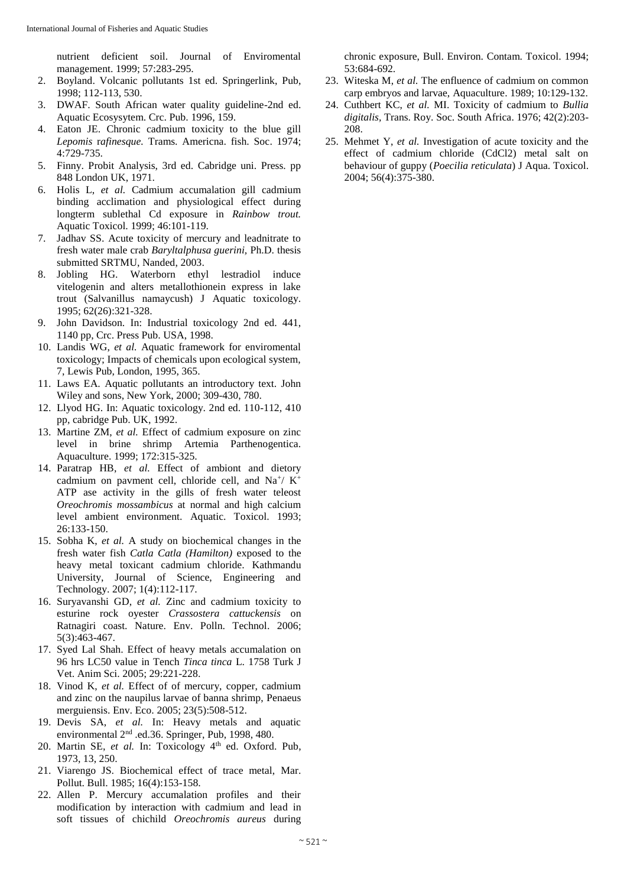nutrient deficient soil. Journal of Enviromental management. 1999; 57:283-295.

2. Boyland. Volcanic pollutants 1st ed. Springerlink, Pub, 1998; 112-113, 530.
3. DWAF. South African water quality guideline-2nd ed. Aquatic Ecosysytem. Crc. Pub. 1996, 159.
4. Eaton JE. Chronic cadmium toxicity to the blue gill *Lepomis rafinesque.* Trams. Americna. fish. Soc. 1974; 4:729-735.
5. Finny. Probit Analysis, 3rd ed. Cabridge uni. Press. pp 848 London UK, 1971.
6. Holis L, *et al.* Cadmium accumalation gill cadmium binding acclimation and physiological effect during longterm sublethal Cd exposure in *Rainbow trout.* Aquatic Toxicol. 1999; 46:101-119.
7. Jadhav SS. Acute toxicity of mercury and leadnitrate to fresh water male crab *Baryltalphusa guerini,* Ph.D. thesis submitted SRTMU, Nanded, 2003.
8. Jobling HG. Waterborn ethyl lestradiol induce vitelogenin and alters metallothionein express in lake trout (Salvanillus namaycush) J Aquatic toxicology. 1995; 62(26):321-328.
9. John Davidson. In: Industrial toxicology 2nd ed. 441, 1140 pp, Crc. Press Pub. USA, 1998.
10. Landis WG, *et al.* Aquatic framework for enviromental toxicology; Impacts of chemicals upon ecological system, 7, Lewis Pub, London, 1995, 365.
11. Laws EA. Aquatic pollutants an introductory text. John Wiley and sons, New York, 2000; 309-430, 780.
12. Llyod HG. In: Aquatic toxicology. 2nd ed. 110-112, 410 pp, cabridge Pub. UK, 1992.
13. Martine ZM, *et al.* Effect of cadmium exposure on zinc level in brine shrimp Artemia Parthenogentica. Aquaculture. 1999; 172:315-325.
14. Paratrap HB, *et al.* Effect of ambiont and dietory cadmium on pavment cell, chloride cell, and $Na^{+}/K^{+}$ ATP ase activity in the gills of fresh water teleost *Oreochromis mossambicus* at normal and high calcium level ambient environment. Aquatic. Toxicol. 1993; 26:133-150.
15. Sobha K, *et al.* A study on biochemical changes in the fresh water fish *Catla Catla (Hamilton)* exposed to the heavy metal toxicant cadmium chloride. Kathmandu University, Journal of Science, Engineering and Technology. 2007; 1(4):112-117.
16. Suryavanshi GD, *et al.* Zinc and cadmium toxicity to esturine rock oyester *Crassostera cattuckensis* on Ratnagiri coast. Nature. Env. Polln. Technol. 2006; 5(3):463-467.
17. Syed Lal Shah. Effect of heavy metals accumalation on 96 hrs LC50 value in Tench *Tinca tinca* L. 1758 Turk J Vet. Anim Sci. 2005; 29:221-228.
18. Vinod K, *et al.* Effect of of mercury, copper, cadmium and zinc on the naupilus larvae of banna shrimp, Penaeus merguiensis. Env. Eco. 2005; 23(5):508-512.
19. Devis SA, *et al.* In: Heavy metals and aquatic environmental 2nd .ed.36. Springer, Pub, 1998, 480.
20. Martin SE, *et al.* In: Toxicology 4th ed. Oxford. Pub, 1973, 13, 250.
21. Viarengo JS. Biochemical effect of trace metal, Mar. Pollut. Bull. 1985; 16(4):153-158.
22. Allen P. Mercury accumalation profiles and their modification by interaction with cadmium and lead in soft tissues of chichild *Oreochromis aureus* during chronic exposure, Bull. Environ. Contam. Toxicol. 1994; 53:684-692.
23. Witeska M, *et al.* The enfluence of cadmium on common carp embryos and larvae, Aquaculture. 1989; 10:129-132.
24. Cuthbert KC, *et al.* MI. Toxicity of cadmium to *Bullia digitalis,* Trans. Roy. Soc. South Africa. 1976; 42(2):203-208.
25. Mehmet Y, *et al.* Investigation of acute toxicity and the effect of cadmium chloride (CdCl2) metal salt on behaviour of guppy (*Poecilia reticulata*) J Aqua. Toxicol. 2004; 56(4):375-380.